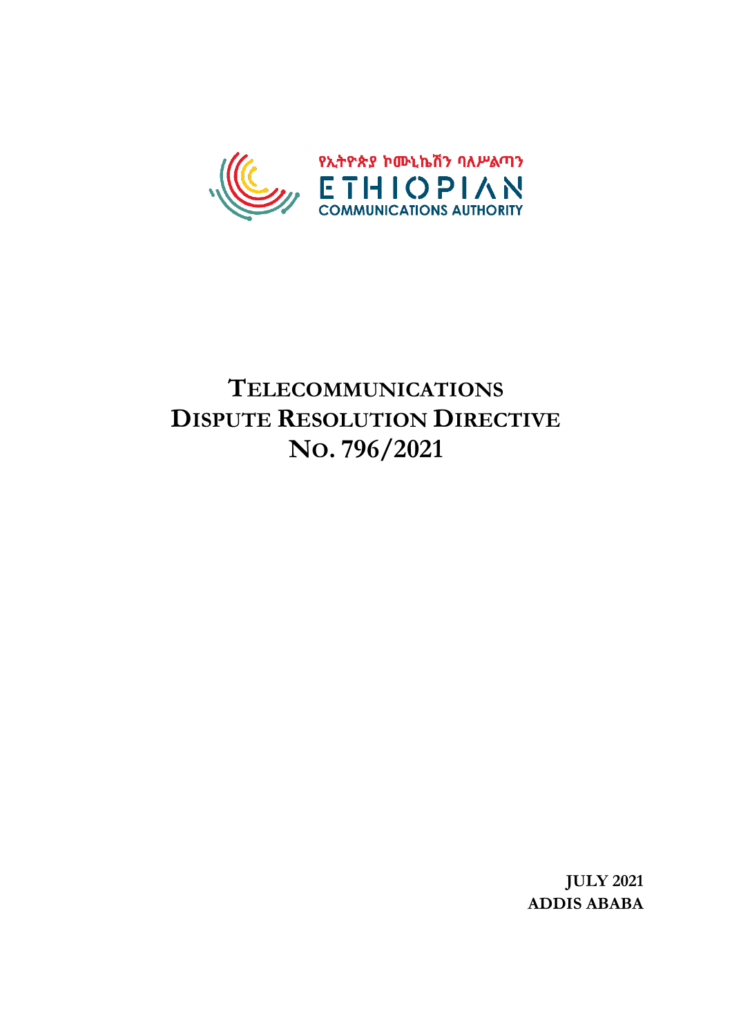የኢትዮጵያ ኮሙኒኬሽን ባለሥልጣን

ETHIOPIAN
COMMUNICATIONS AUTHORITY

# TELECOMMUNICATIONS DISPUTE RESOLUTION DIRECTIVE NO. 796/2021

**JULY 2021**
**ADDIS ABABA**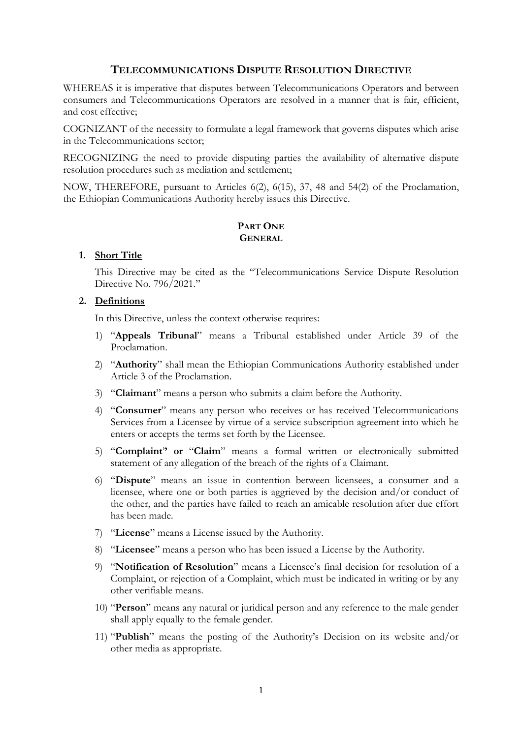# TELECOMMUNICATIONS DISPUTE RESOLUTION DIRECTIVE

WHEREAS it is imperative that disputes between Telecommunications Operators and between consumers and Telecommunications Operators are resolved in a manner that is fair, efficient, and cost effective;

COGNIZANT of the necessity to formulate a legal framework that governs disputes which arise in the Telecommunications sector;

RECOGNIZING the need to provide disputing parties the availability of alternative dispute resolution procedures such as mediation and settlement;

NOW, THEREFORE, pursuant to Articles 6(2), 6(15), 37, 48 and 54(2) of the Proclamation, the Ethiopian Communications Authority hereby issues this Directive.

## PART ONE
## GENERAL

### 1. Short Title

This Directive may be cited as the "Telecommunications Service Dispute Resolution Directive No. 796/2021."

### 2. Definitions

In this Directive, unless the context otherwise requires:

1) "**Appeals Tribunal**" means a Tribunal established under Article 39 of the Proclamation.
2) "**Authority**" shall mean the Ethiopian Communications Authority established under Article 3 of the Proclamation.
3) "**Claimant**" means a person who submits a claim before the Authority.
4) "**Consumer**" means any person who receives or has received Telecommunications Services from a Licensee by virtue of a service subscription agreement into which he enters or accepts the terms set forth by the Licensee.
5) "**Complaint" or** "**Claim**" means a formal written or electronically submitted statement of any allegation of the breach of the rights of a Claimant.
6) "**Dispute**" means an issue in contention between licensees, a consumer and a licensee, where one or both parties is aggrieved by the decision and/or conduct of the other, and the parties have failed to reach an amicable resolution after due effort has been made.
7) "**License**" means a License issued by the Authority.
8) "**Licensee**" means a person who has been issued a License by the Authority.
9) "**Notification of Resolution**" means a Licensee's final decision for resolution of a Complaint, or rejection of a Complaint, which must be indicated in writing or by any other verifiable means.
10) "**Person**" means any natural or juridical person and any reference to the male gender shall apply equally to the female gender.
11) "**Publish**" means the posting of the Authority's Decision on its website and/or other media as appropriate.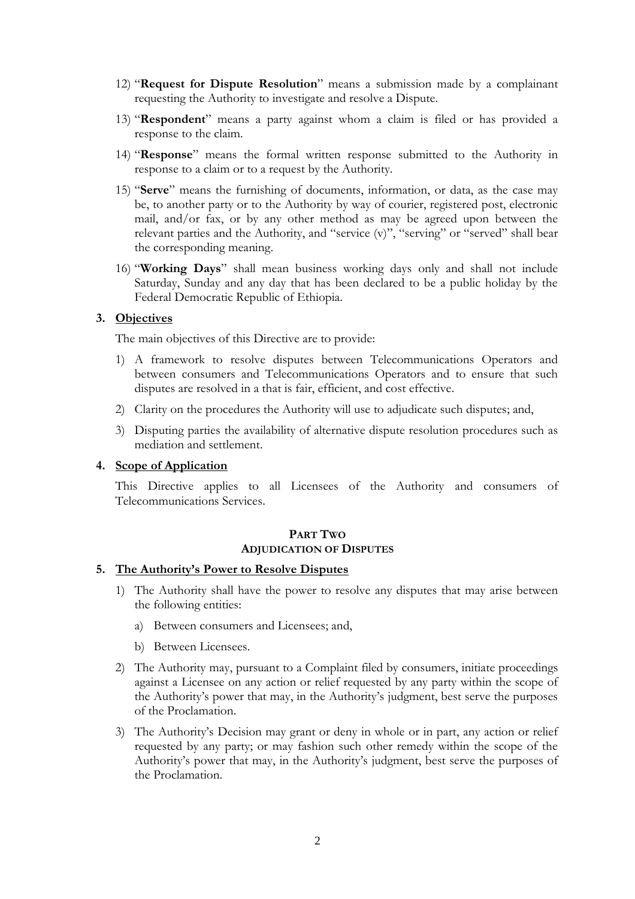12) "**Request for Dispute Resolution**" means a submission made by a complainant requesting the Authority to investigate and resolve a Dispute.

13) "**Respondent**" means a party against whom a claim is filed or has provided a response to the claim.

14) "**Response**" means the formal written response submitted to the Authority in response to a claim or to a request by the Authority.

15) "**Serve**" means the furnishing of documents, information, or data, as the case may be, to another party or to the Authority by way of courier, registered post, electronic mail, and/or fax, or by any other method as may be agreed upon between the relevant parties and the Authority, and "service (v)", "serving" or "served" shall bear the corresponding meaning.

16) "**Working Days**" shall mean business working days only and shall not include Saturday, Sunday and any day that has been declared to be a public holiday by the Federal Democratic Republic of Ethiopia.

### 3. Objectives

The main objectives of this Directive are to provide:

1) A framework to resolve disputes between Telecommunications Operators and between consumers and Telecommunications Operators and to ensure that such disputes are resolved in a that is fair, efficient, and cost effective.

2) Clarity on the procedures the Authority will use to adjudicate such disputes; and,

3) Disputing parties the availability of alternative dispute resolution procedures such as mediation and settlement.

### 4. Scope of Application

This Directive applies to all Licensees of the Authority and consumers of Telecommunications Services.

## PART TWO
## ADJUDICATION OF DISPUTES

### 5. The Authority's Power to Resolve Disputes

1) The Authority shall have the power to resolve any disputes that may arise between the following entities:

   a) Between consumers and Licensees; and,

   b) Between Licensees.

2) The Authority may, pursuant to a Complaint filed by consumers, initiate proceedings against a Licensee on any action or relief requested by any party within the scope of the Authority's power that may, in the Authority's judgment, best serve the purposes of the Proclamation.

3) The Authority's Decision may grant or deny in whole or in part, any action or relief requested by any party; or may fashion such other remedy within the scope of the Authority's power that may, in the Authority's judgment, best serve the purposes of the Proclamation.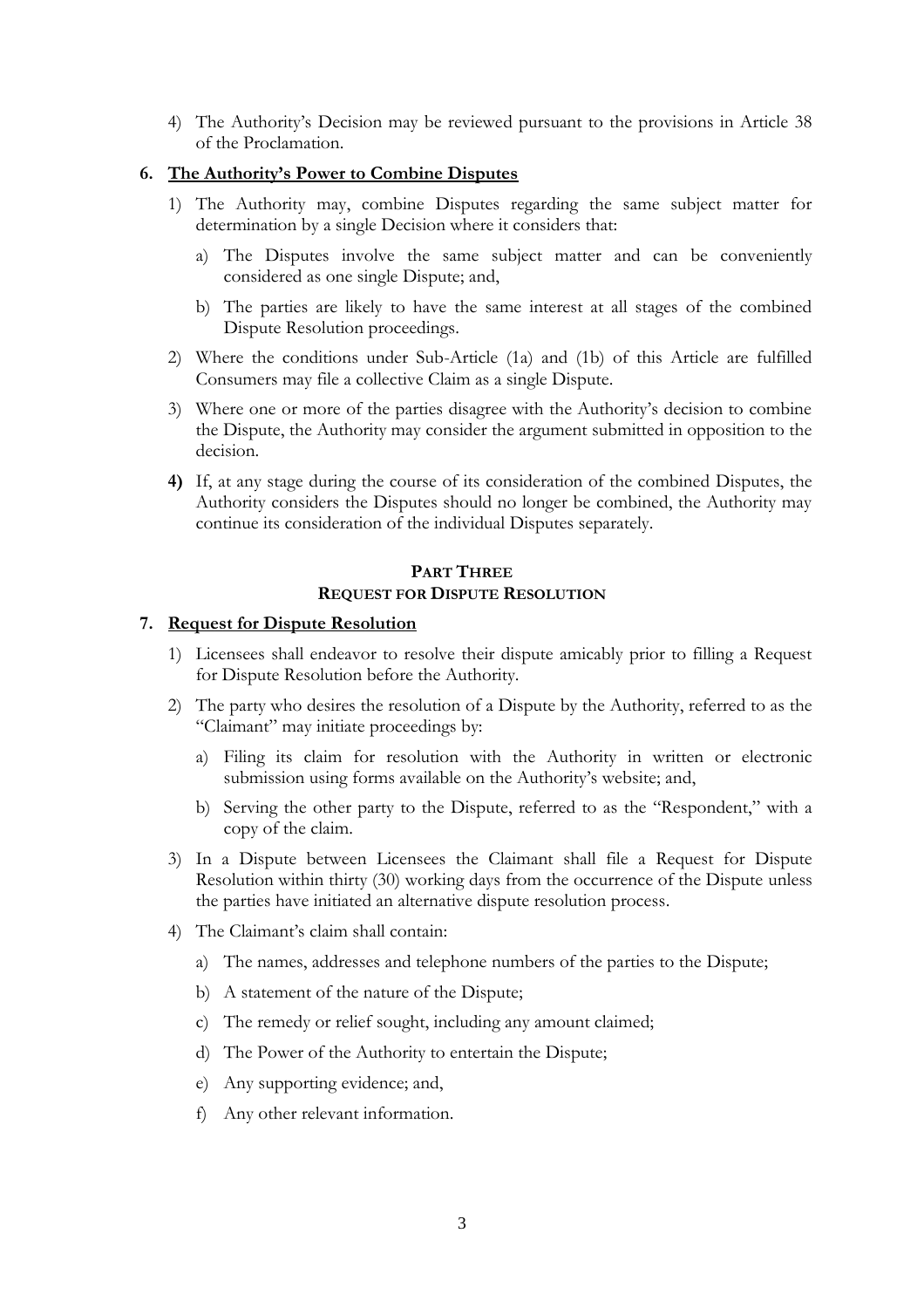4) The Authority's Decision may be reviewed pursuant to the provisions in Article 38 of the Proclamation.

## 6. The Authority's Power to Combine Disputes

1) The Authority may, combine Disputes regarding the same subject matter for determination by a single Decision where it considers that:

   a) The Disputes involve the same subject matter and can be conveniently considered as one single Dispute; and,

   b) The parties are likely to have the same interest at all stages of the combined Dispute Resolution proceedings.

2) Where the conditions under Sub-Article (1a) and (1b) of this Article are fulfilled Consumers may file a collective Claim as a single Dispute.

3) Where one or more of the parties disagree with the Authority's decision to combine the Dispute, the Authority may consider the argument submitted in opposition to the decision.

**4)** If, at any stage during the course of its consideration of the combined Disputes, the Authority considers the Disputes should no longer be combined, the Authority may continue its consideration of the individual Disputes separately.

# PART THREE
# REQUEST FOR DISPUTE RESOLUTION

## 7. Request for Dispute Resolution

1) Licensees shall endeavor to resolve their dispute amicably prior to filling a Request for Dispute Resolution before the Authority.

2) The party who desires the resolution of a Dispute by the Authority, referred to as the "Claimant" may initiate proceedings by:

   a) Filing its claim for resolution with the Authority in written or electronic submission using forms available on the Authority's website; and,

   b) Serving the other party to the Dispute, referred to as the "Respondent," with a copy of the claim.

3) In a Dispute between Licensees the Claimant shall file a Request for Dispute Resolution within thirty (30) working days from the occurrence of the Dispute unless the parties have initiated an alternative dispute resolution process.

4) The Claimant's claim shall contain:

   a) The names, addresses and telephone numbers of the parties to the Dispute;

   b) A statement of the nature of the Dispute;

   c) The remedy or relief sought, including any amount claimed;

   d) The Power of the Authority to entertain the Dispute;

   e) Any supporting evidence; and,

   f) Any other relevant information.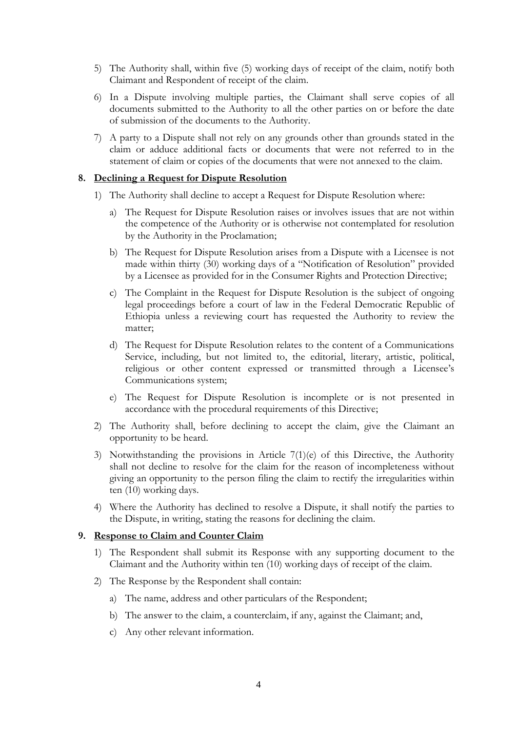5) The Authority shall, within five (5) working days of receipt of the claim, notify both Claimant and Respondent of receipt of the claim.

6) In a Dispute involving multiple parties, the Claimant shall serve copies of all documents submitted to the Authority to all the other parties on or before the date of submission of the documents to the Authority.

7) A party to a Dispute shall not rely on any grounds other than grounds stated in the claim or adduce additional facts or documents that were not referred to in the statement of claim or copies of the documents that were not annexed to the claim.

## 8. Declining a Request for Dispute Resolution

1) The Authority shall decline to accept a Request for Dispute Resolution where:

   a) The Request for Dispute Resolution raises or involves issues that are not within the competence of the Authority or is otherwise not contemplated for resolution by the Authority in the Proclamation;

   b) The Request for Dispute Resolution arises from a Dispute with a Licensee is not made within thirty (30) working days of a "Notification of Resolution" provided by a Licensee as provided for in the Consumer Rights and Protection Directive;

   c) The Complaint in the Request for Dispute Resolution is the subject of ongoing legal proceedings before a court of law in the Federal Democratic Republic of Ethiopia unless a reviewing court has requested the Authority to review the matter;

   d) The Request for Dispute Resolution relates to the content of a Communications Service, including, but not limited to, the editorial, literary, artistic, political, religious or other content expressed or transmitted through a Licensee's Communications system;

   e) The Request for Dispute Resolution is incomplete or is not presented in accordance with the procedural requirements of this Directive;

2) The Authority shall, before declining to accept the claim, give the Claimant an opportunity to be heard.

3) Notwithstanding the provisions in Article 7(1)(e) of this Directive, the Authority shall not decline to resolve for the claim for the reason of incompleteness without giving an opportunity to the person filing the claim to rectify the irregularities within ten (10) working days.

4) Where the Authority has declined to resolve a Dispute, it shall notify the parties to the Dispute, in writing, stating the reasons for declining the claim.

## 9. Response to Claim and Counter Claim

1) The Respondent shall submit its Response with any supporting document to the Claimant and the Authority within ten (10) working days of receipt of the claim.

2) The Response by the Respondent shall contain:

   a) The name, address and other particulars of the Respondent;

   b) The answer to the claim, a counterclaim, if any, against the Claimant; and,

   c) Any other relevant information.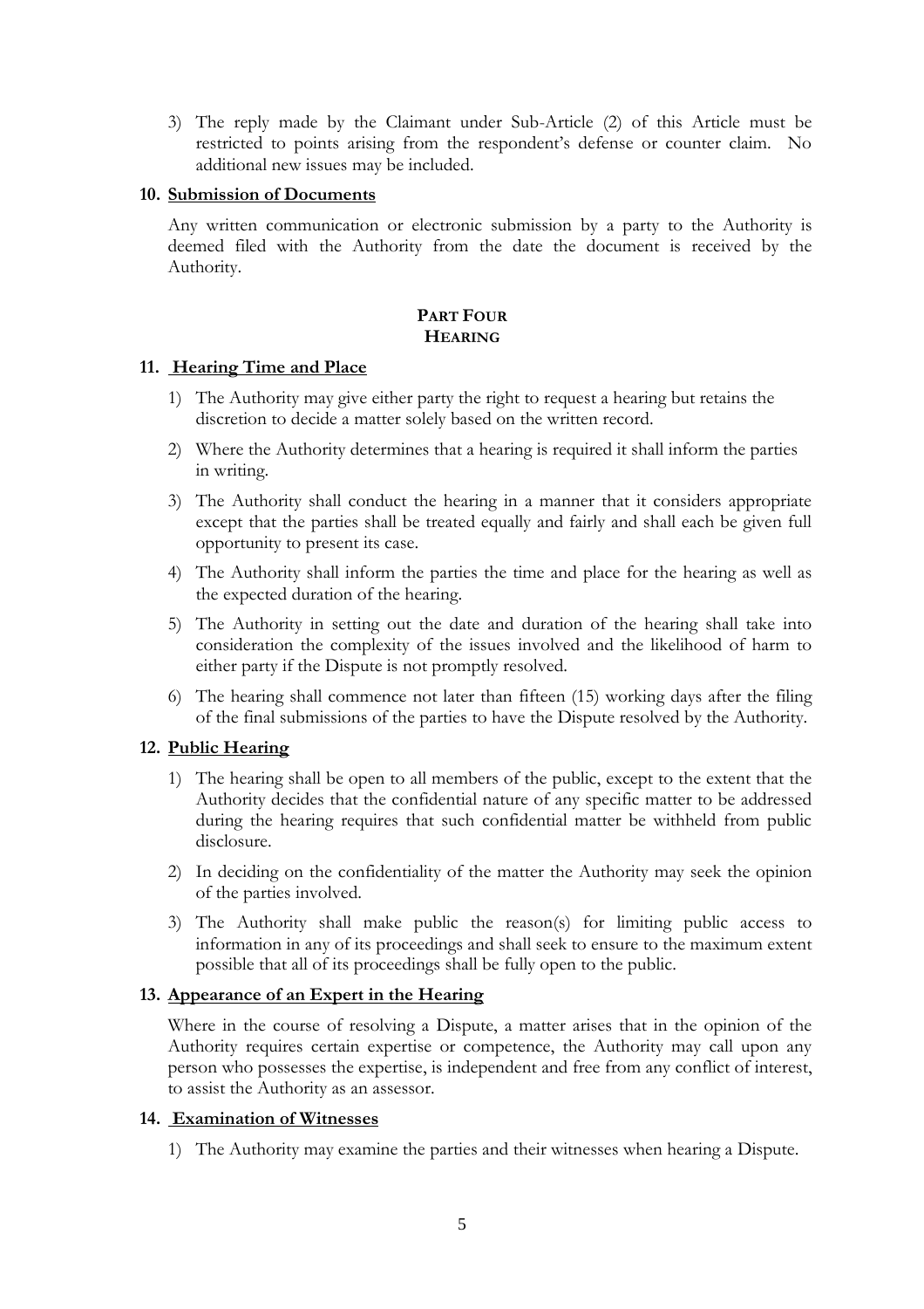3) The reply made by the Claimant under Sub-Article (2) of this Article must be restricted to points arising from the respondent's defense or counter claim. No additional new issues may be included.

### 10. Submission of Documents

Any written communication or electronic submission by a party to the Authority is deemed filed with the Authority from the date the document is received by the Authority.

## PART FOUR
## HEARING

### 11. Hearing Time and Place

1) The Authority may give either party the right to request a hearing but retains the discretion to decide a matter solely based on the written record.
2) Where the Authority determines that a hearing is required it shall inform the parties in writing.
3) The Authority shall conduct the hearing in a manner that it considers appropriate except that the parties shall be treated equally and fairly and shall each be given full opportunity to present its case.
4) The Authority shall inform the parties the time and place for the hearing as well as the expected duration of the hearing.
5) The Authority in setting out the date and duration of the hearing shall take into consideration the complexity of the issues involved and the likelihood of harm to either party if the Dispute is not promptly resolved.
6) The hearing shall commence not later than fifteen (15) working days after the filing of the final submissions of the parties to have the Dispute resolved by the Authority.

### 12. Public Hearing

1) The hearing shall be open to all members of the public, except to the extent that the Authority decides that the confidential nature of any specific matter to be addressed during the hearing requires that such confidential matter be withheld from public disclosure.
2) In deciding on the confidentiality of the matter the Authority may seek the opinion of the parties involved.
3) The Authority shall make public the reason(s) for limiting public access to information in any of its proceedings and shall seek to ensure to the maximum extent possible that all of its proceedings shall be fully open to the public.

### 13. Appearance of an Expert in the Hearing

Where in the course of resolving a Dispute, a matter arises that in the opinion of the Authority requires certain expertise or competence, the Authority may call upon any person who possesses the expertise, is independent and free from any conflict of interest, to assist the Authority as an assessor.

### 14. Examination of Witnesses

1) The Authority may examine the parties and their witnesses when hearing a Dispute.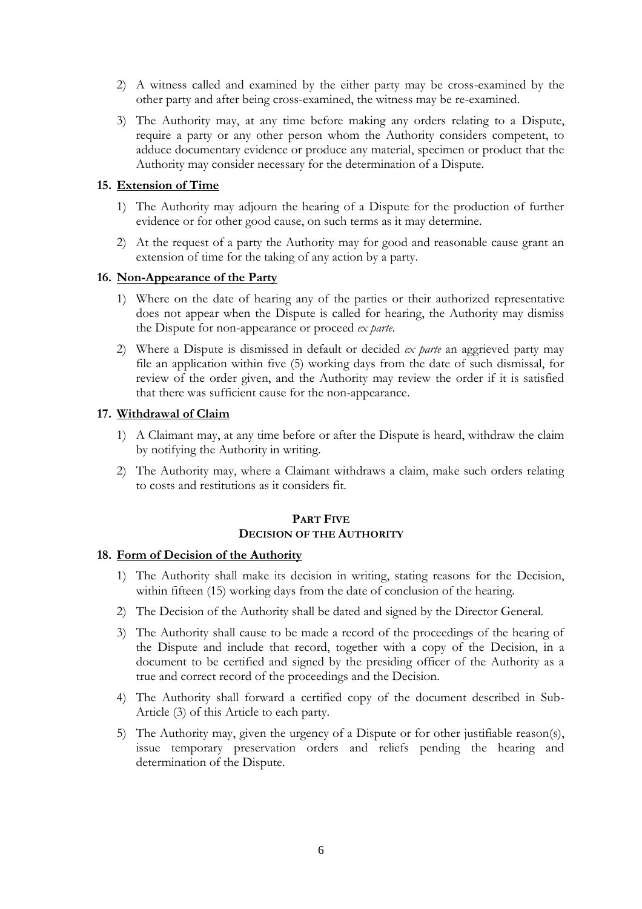2) A witness called and examined by the either party may be cross-examined by the other party and after being cross-examined, the witness may be re-examined.

3) The Authority may, at any time before making any orders relating to a Dispute, require a party or any other person whom the Authority considers competent, to adduce documentary evidence or produce any material, specimen or product that the Authority may consider necessary for the determination of a Dispute.

### 15. Extension of Time

1) The Authority may adjourn the hearing of a Dispute for the production of further evidence or for other good cause, on such terms as it may determine.

2) At the request of a party the Authority may for good and reasonable cause grant an extension of time for the taking of any action by a party.

### 16. Non-Appearance of the Party

1) Where on the date of hearing any of the parties or their authorized representative does not appear when the Dispute is called for hearing, the Authority may dismiss the Dispute for non-appearance or proceed *ex parte*.

2) Where a Dispute is dismissed in default or decided *ex parte* an aggrieved party may file an application within five (5) working days from the date of such dismissal, for review of the order given, and the Authority may review the order if it is satisfied that there was sufficient cause for the non-appearance.

### 17. Withdrawal of Claim

1) A Claimant may, at any time before or after the Dispute is heard, withdraw the claim by notifying the Authority in writing.

2) The Authority may, where a Claimant withdraws a claim, make such orders relating to costs and restitutions as it considers fit.

## PART FIVE
## DECISION OF THE AUTHORITY

### 18. Form of Decision of the Authority

1) The Authority shall make its decision in writing, stating reasons for the Decision, within fifteen (15) working days from the date of conclusion of the hearing.

2) The Decision of the Authority shall be dated and signed by the Director General.

3) The Authority shall cause to be made a record of the proceedings of the hearing of the Dispute and include that record, together with a copy of the Decision, in a document to be certified and signed by the presiding officer of the Authority as a true and correct record of the proceedings and the Decision.

4) The Authority shall forward a certified copy of the document described in Sub-Article (3) of this Article to each party.

5) The Authority may, given the urgency of a Dispute or for other justifiable reason(s), issue temporary preservation orders and reliefs pending the hearing and determination of the Dispute.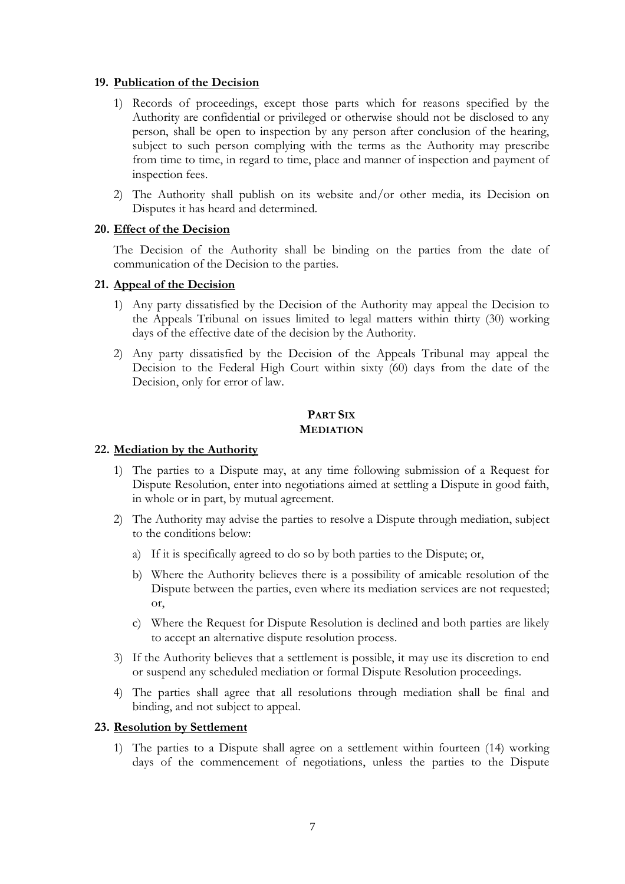**19. Publication of the Decision**

1) Records of proceedings, except those parts which for reasons specified by the Authority are confidential or privileged or otherwise should not be disclosed to any person, shall be open to inspection by any person after conclusion of the hearing, subject to such person complying with the terms as the Authority may prescribe from time to time, in regard to time, place and manner of inspection and payment of inspection fees.

2) The Authority shall publish on its website and/or other media, its Decision on Disputes it has heard and determined.

**20. Effect of the Decision**

The Decision of the Authority shall be binding on the parties from the date of communication of the Decision to the parties.

**21. Appeal of the Decision**

1) Any party dissatisfied by the Decision of the Authority may appeal the Decision to the Appeals Tribunal on issues limited to legal matters within thirty (30) working days of the effective date of the decision by the Authority.

2) Any party dissatisfied by the Decision of the Appeals Tribunal may appeal the Decision to the Federal High Court within sixty (60) days from the date of the Decision, only for error of law.

## PART SIX
## MEDIATION

**22. Mediation by the Authority**

1) The parties to a Dispute may, at any time following submission of a Request for Dispute Resolution, enter into negotiations aimed at settling a Dispute in good faith, in whole or in part, by mutual agreement.

2) The Authority may advise the parties to resolve a Dispute through mediation, subject to the conditions below:

   a) If it is specifically agreed to do so by both parties to the Dispute; or,

   b) Where the Authority believes there is a possibility of amicable resolution of the Dispute between the parties, even where its mediation services are not requested; or,

   c) Where the Request for Dispute Resolution is declined and both parties are likely to accept an alternative dispute resolution process.

3) If the Authority believes that a settlement is possible, it may use its discretion to end or suspend any scheduled mediation or formal Dispute Resolution proceedings.

4) The parties shall agree that all resolutions through mediation shall be final and binding, and not subject to appeal.

**23. Resolution by Settlement**

1) The parties to a Dispute shall agree on a settlement within fourteen (14) working days of the commencement of negotiations, unless the parties to the Dispute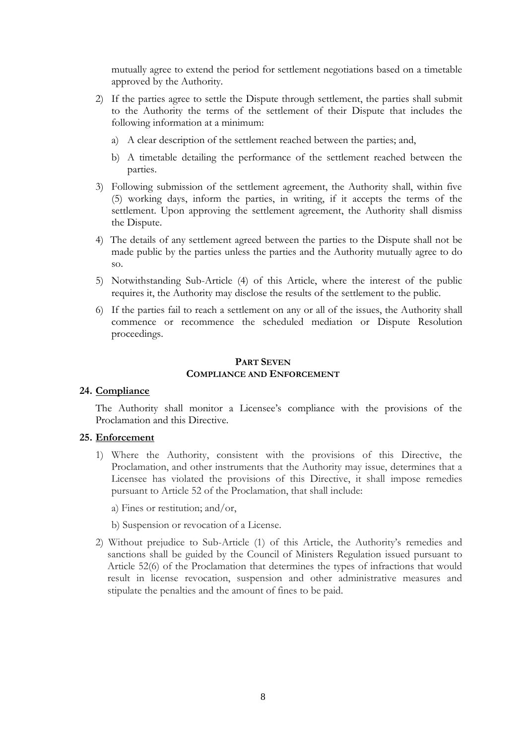mutually agree to extend the period for settlement negotiations based on a timetable approved by the Authority.

2) If the parties agree to settle the Dispute through settlement, the parties shall submit to the Authority the terms of the settlement of their Dispute that includes the following information at a minimum:

   a) A clear description of the settlement reached between the parties; and,

   b) A timetable detailing the performance of the settlement reached between the parties.

3) Following submission of the settlement agreement, the Authority shall, within five (5) working days, inform the parties, in writing, if it accepts the terms of the settlement. Upon approving the settlement agreement, the Authority shall dismiss the Dispute.

4) The details of any settlement agreed between the parties to the Dispute shall not be made public by the parties unless the parties and the Authority mutually agree to do so.

5) Notwithstanding Sub-Article (4) of this Article, where the interest of the public requires it, the Authority may disclose the results of the settlement to the public.

6) If the parties fail to reach a settlement on any or all of the issues, the Authority shall commence or recommence the scheduled mediation or Dispute Resolution proceedings.

## PART SEVEN
## COMPLIANCE AND ENFORCEMENT

### 24. Compliance

The Authority shall monitor a Licensee's compliance with the provisions of the Proclamation and this Directive.

### 25. Enforcement

1) Where the Authority, consistent with the provisions of this Directive, the Proclamation, and other instruments that the Authority may issue, determines that a Licensee has violated the provisions of this Directive, it shall impose remedies pursuant to Article 52 of the Proclamation, that shall include:

   a) Fines or restitution; and/or,

   b) Suspension or revocation of a License.

2) Without prejudice to Sub-Article (1) of this Article, the Authority's remedies and sanctions shall be guided by the Council of Ministers Regulation issued pursuant to Article 52(6) of the Proclamation that determines the types of infractions that would result in license revocation, suspension and other administrative measures and stipulate the penalties and the amount of fines to be paid.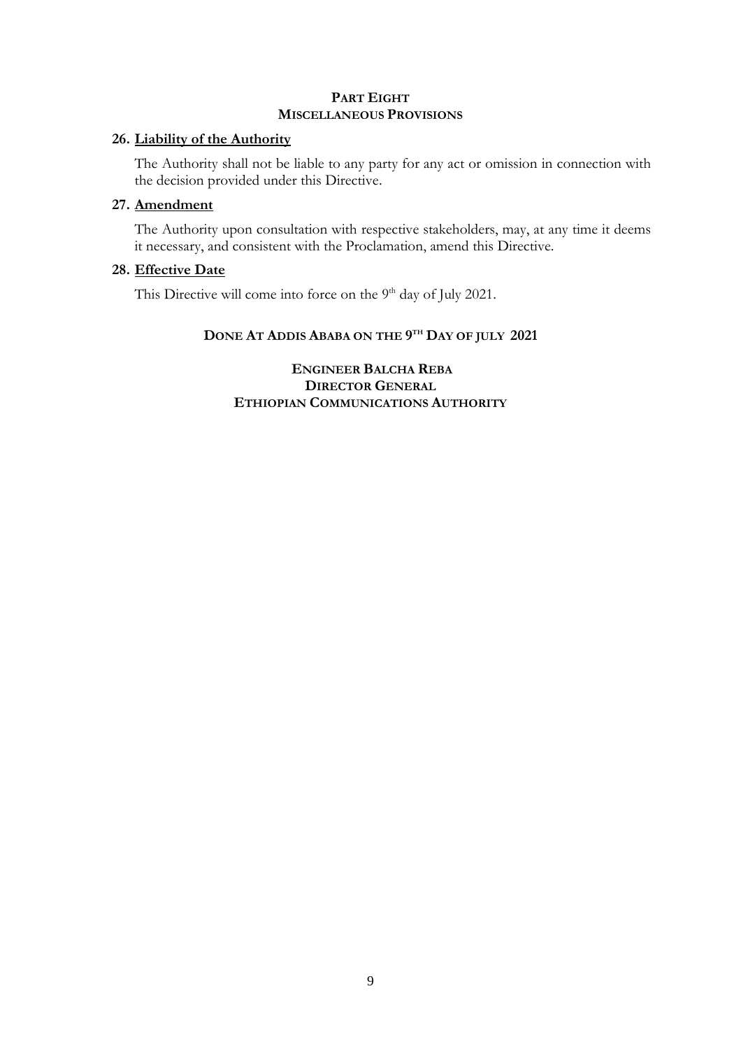## PART EIGHT
## MISCELLANEOUS PROVISIONS

**26. Liability of the Authority**

The Authority shall not be liable to any party for any act or omission in connection with the decision provided under this Directive.

**27. Amendment**

The Authority upon consultation with respective stakeholders, may, at any time it deems it necessary, and consistent with the Proclamation, amend this Directive.

**28. Effective Date**

This Directive will come into force on the 9th day of July 2021.

**DONE AT ADDIS ABABA ON THE 9TH DAY OF JULY 2021**

**ENGINEER BALCHA REBA**
**DIRECTOR GENERAL**
**ETHIOPIAN COMMUNICATIONS AUTHORITY**